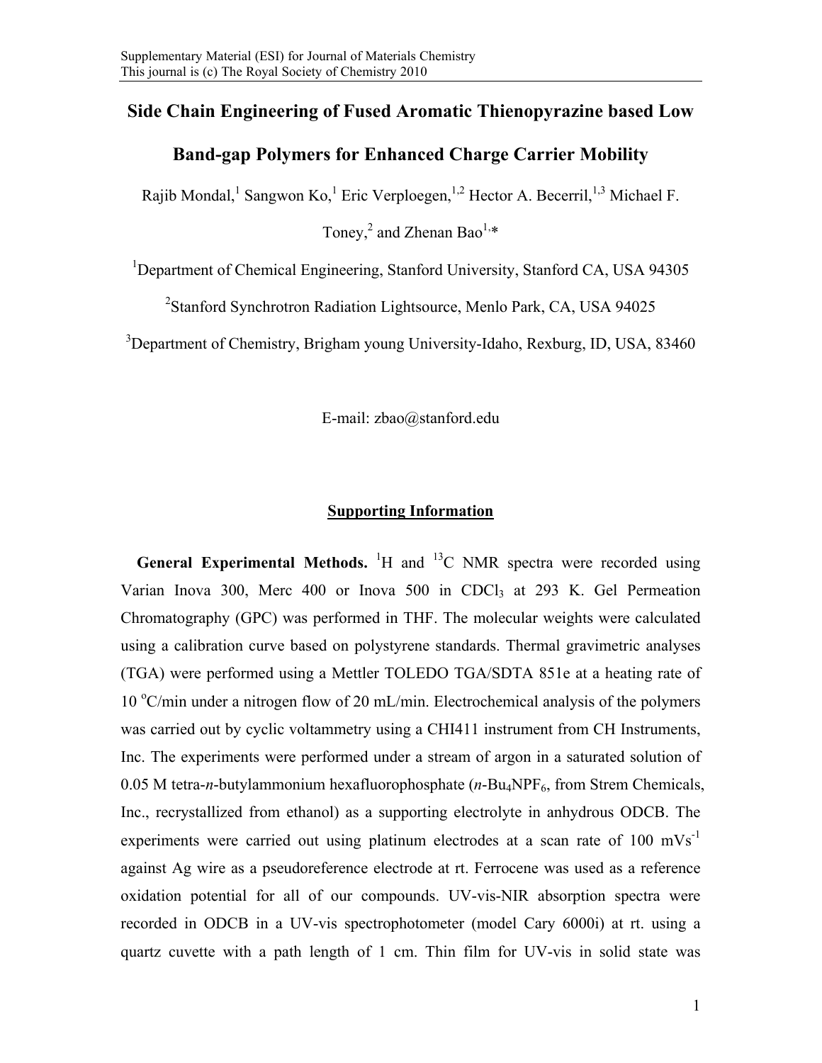# Side Chain Engineering of Fused Aromatic Thienopyrazine based Low Band-gap Polymers for Enhanced Charge Carrier Mobility

Rajib Mondal,[1] Sangwon Ko,[1] Eric Verploegen,[1,2] Hector A. Becerril,[1,3] Michael F. Toney,[2] and Zhenan Bao[1,*]

[1]Department of Chemical Engineering, Stanford University, Stanford CA, USA 94305

[2]Stanford Synchrotron Radiation Lightsource, Menlo Park, CA, USA 94025

[3]Department of Chemistry, Brigham young University-Idaho, Rexburg, ID, USA, 83460

E-mail: zbao@stanford.edu

## Supporting Information

**General Experimental Methods.** $^{1}H$ and $^{13}C$ NMR spectra were recorded using Varian Inova 300, Merc 400 or Inova 500 in $CDCl_3$ at 293 K. Gel Permeation Chromatography (GPC) was performed in THF. The molecular weights were calculated using a calibration curve based on polystyrene standards. Thermal gravimetric analyses (TGA) were performed using a Mettler TOLEDO TGA/SDTA 851e at a heating rate of 10 °C/min under a nitrogen flow of 20 mL/min. Electrochemical analysis of the polymers was carried out by cyclic voltammetry using a CHI411 instrument from CH Instruments, Inc. The experiments were performed under a stream of argon in a saturated solution of 0.05 M tetra-*n*-butylammonium hexafluorophosphate (*n*-$Bu_4NPF_6$, from Strem Chemicals, Inc., recrystallized from ethanol) as a supporting electrolyte in anhydrous ODCB. The experiments were carried out using platinum electrodes at a scan rate of 100 $mVs^{-1}$ against Ag wire as a pseudoreference electrode at rt. Ferrocene was used as a reference oxidation potential for all of our compounds. UV-vis-NIR absorption spectra were recorded in ODCB in a UV-vis spectrophotometer (model Cary 6000i) at rt. using a quartz cuvette with a path length of 1 cm. Thin film for UV-vis in solid state was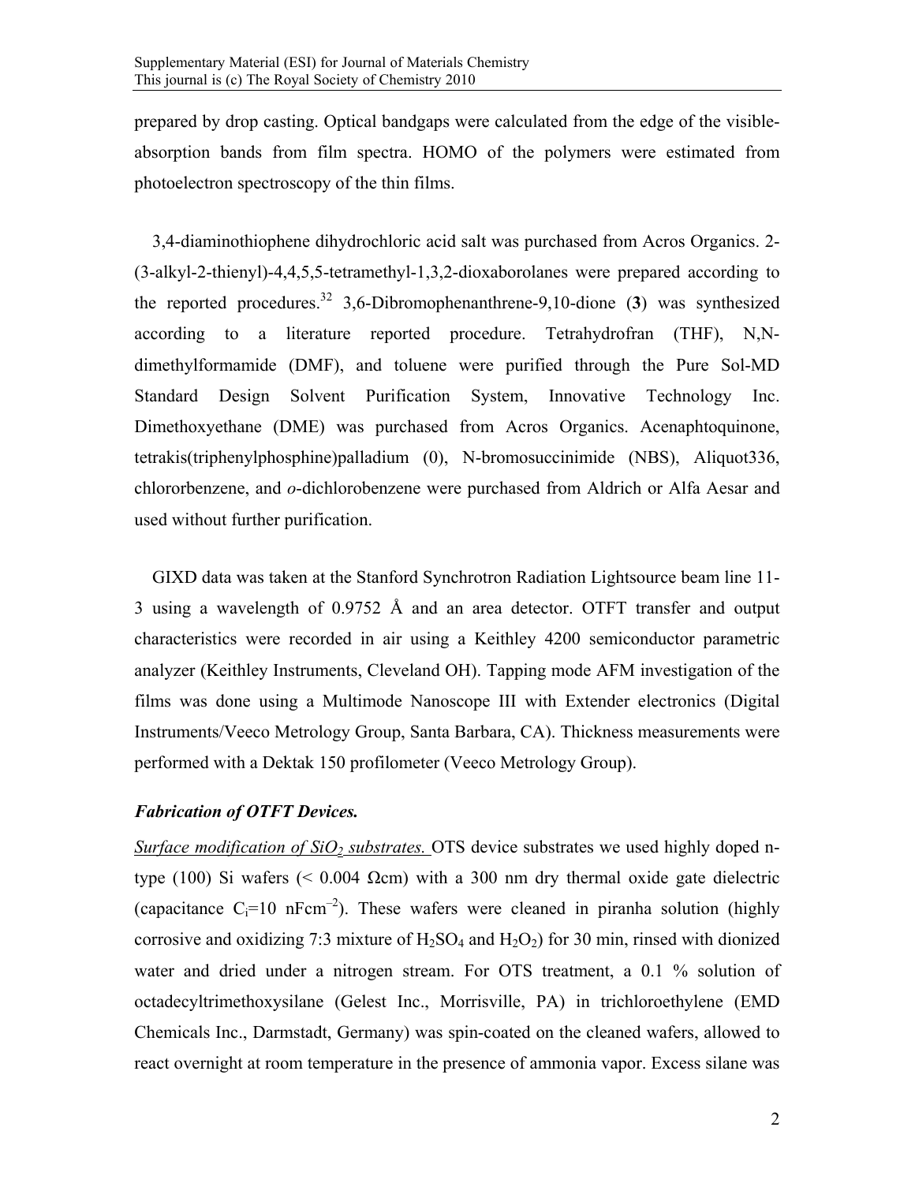prepared by drop casting. Optical bandgaps were calculated from the edge of the visible-absorption bands from film spectra. HOMO of the polymers were estimated from photoelectron spectroscopy of the thin films.

3,4-diaminothiophene dihydrochloric acid salt was purchased from Acros Organics. 2-(3-alkyl-2-thienyl)-4,4,5,5-tetramethyl-1,3,2-dioxaborolanes were prepared according to the reported procedures.[32] 3,6-Dibromophenanthrene-9,10-dione (**3**) was synthesized according to a literature reported procedure. Tetrahydrofran (THF), N,N-dimethylformamide (DMF), and toluene were purified through the Pure Sol-MD Standard Design Solvent Purification System, Innovative Technology Inc. Dimethoxyethane (DME) was purchased from Acros Organics. Acenaphtoquinone, tetrakis(triphenylphosphine)palladium (0), N-bromosuccinimide (NBS), Aliquot336, chlororbenzene, and *o*-dichlorobenzene were purchased from Aldrich or Alfa Aesar and used without further purification.

GIXD data was taken at the Stanford Synchrotron Radiation Lightsource beam line 11-3 using a wavelength of 0.9752 Å and an area detector. OTFT transfer and output characteristics were recorded in air using a Keithley 4200 semiconductor parametric analyzer (Keithley Instruments, Cleveland OH). Tapping mode AFM investigation of the films was done using a Multimode Nanoscope III with Extender electronics (Digital Instruments/Veeco Metrology Group, Santa Barbara, CA). Thickness measurements were performed with a Dektak 150 profilometer (Veeco Metrology Group).

### *Fabrication of OTFT Devices.*

Surface modification of $SiO_2$ substrates. OTS device substrates we used highly doped n-type (100) Si wafers (< 0.004 Ωcm) with a 300 nm dry thermal oxide gate dielectric (capacitance $C_i$=10 nFcm$^{-2}$). These wafers were cleaned in piranha solution (highly corrosive and oxidizing 7:3 mixture of $H_2SO_4$ and $H_2O_2$) for 30 min, rinsed with dionized water and dried under a nitrogen stream. For OTS treatment, a 0.1 % solution of octadecyltrimethoxysilane (Gelest Inc., Morrisville, PA) in trichloroethylene (EMD Chemicals Inc., Darmstadt, Germany) was spin-coated on the cleaned wafers, allowed to react overnight at room temperature in the presence of ammonia vapor. Excess silane was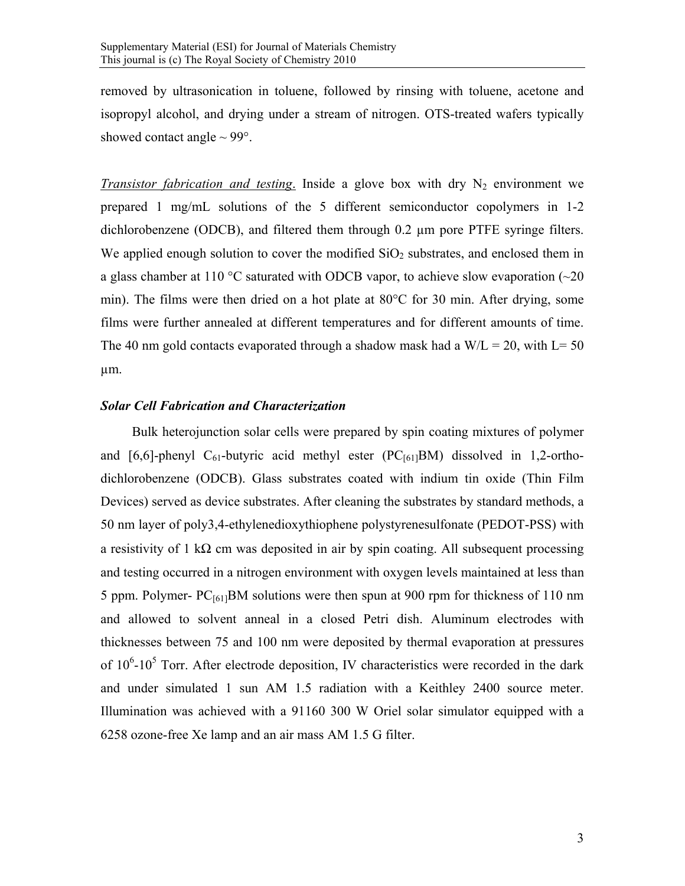removed by ultrasonication in toluene, followed by rinsing with toluene, acetone and isopropyl alcohol, and drying under a stream of nitrogen. OTS-treated wafers typically showed contact angle ~ 99°.

*Transistor fabrication and testing*. Inside a glove box with dry $N_2$ environment we prepared 1 mg/mL solutions of the 5 different semiconductor copolymers in 1-2 dichlorobenzene (ODCB), and filtered them through 0.2 μm pore PTFE syringe filters. We applied enough solution to cover the modified $SiO_2$ substrates, and enclosed them in a glass chamber at 110 °C saturated with ODCB vapor, to achieve slow evaporation (~20 min). The films were then dried on a hot plate at 80°C for 30 min. After drying, some films were further annealed at different temperatures and for different amounts of time. The 40 nm gold contacts evaporated through a shadow mask had a W/L = 20, with L= 50 μm.

### *Solar Cell Fabrication and Characterization*

Bulk heterojunction solar cells were prepared by spin coating mixtures of polymer and [6,6]-phenyl $C_{61}$-butyric acid methyl ester ($PC_{[61]}BM$) dissolved in 1,2-ortho-dichlorobenzene (ODCB). Glass substrates coated with indium tin oxide (Thin Film Devices) served as device substrates. After cleaning the substrates by standard methods, a 50 nm layer of poly3,4-ethylenedioxythiophene polystyrenesulfonate (PEDOT-PSS) with a resistivity of 1 kΩ cm was deposited in air by spin coating. All subsequent processing and testing occurred in a nitrogen environment with oxygen levels maintained at less than 5 ppm. Polymer- $PC_{[61]}BM$ solutions were then spun at 900 rpm for thickness of 110 nm and allowed to solvent anneal in a closed Petri dish. Aluminum electrodes with thicknesses between 75 and 100 nm were deposited by thermal evaporation at pressures of $10^6$-$10^5$ Torr. After electrode deposition, IV characteristics were recorded in the dark and under simulated 1 sun AM 1.5 radiation with a Keithley 2400 source meter. Illumination was achieved with a 91160 300 W Oriel solar simulator equipped with a 6258 ozone-free Xe lamp and an air mass AM 1.5 G filter.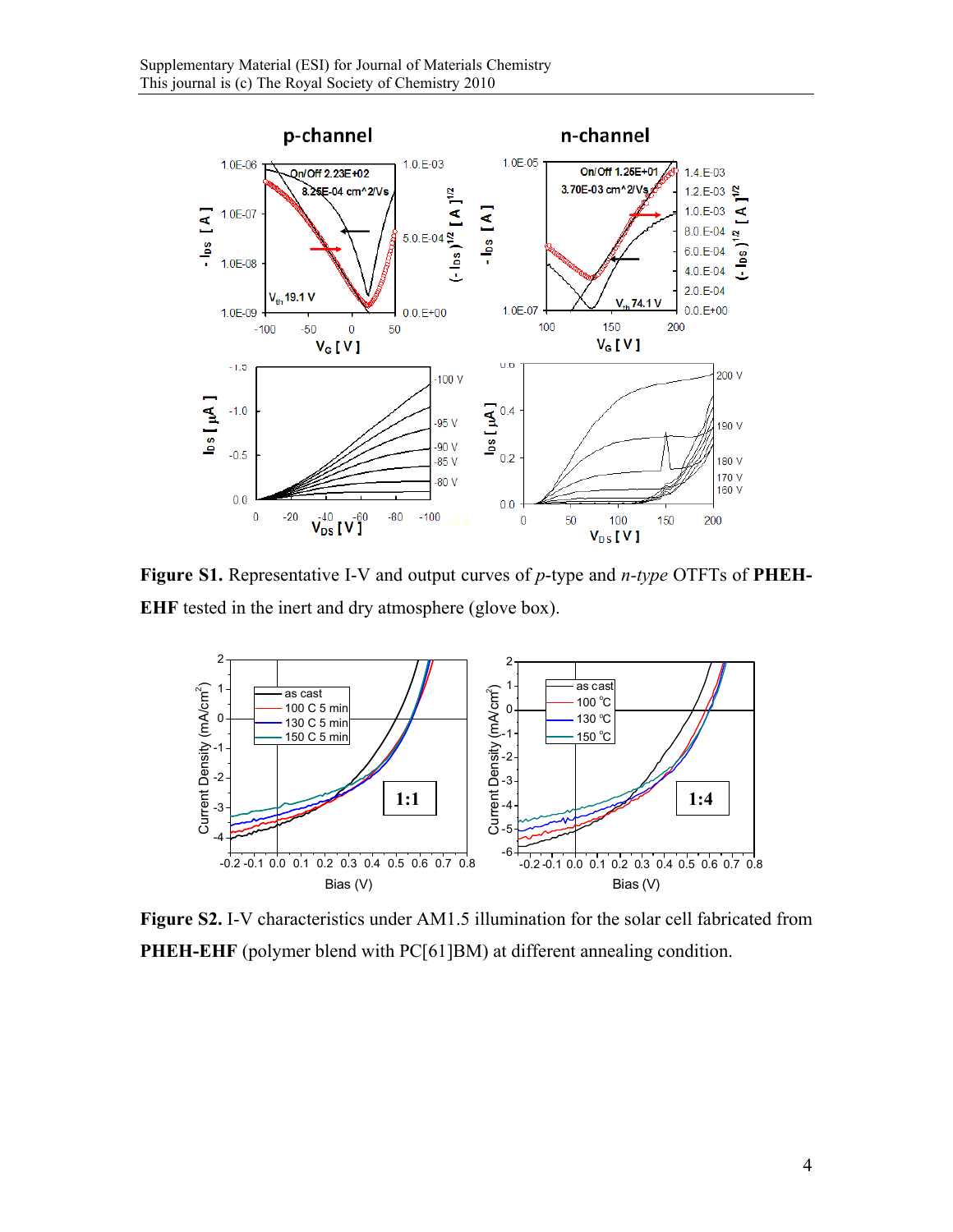**Figure S1.** Representative I-V and output curves of *p*-type and *n-type* OTFTs of **PHEH-EHF** tested in the inert and dry atmosphere (glove box).

**Figure S2.** I-V characteristics under AM1.5 illumination for the solar cell fabricated from **PHEH-EHF** (polymer blend with PC[61]BM) at different annealing condition.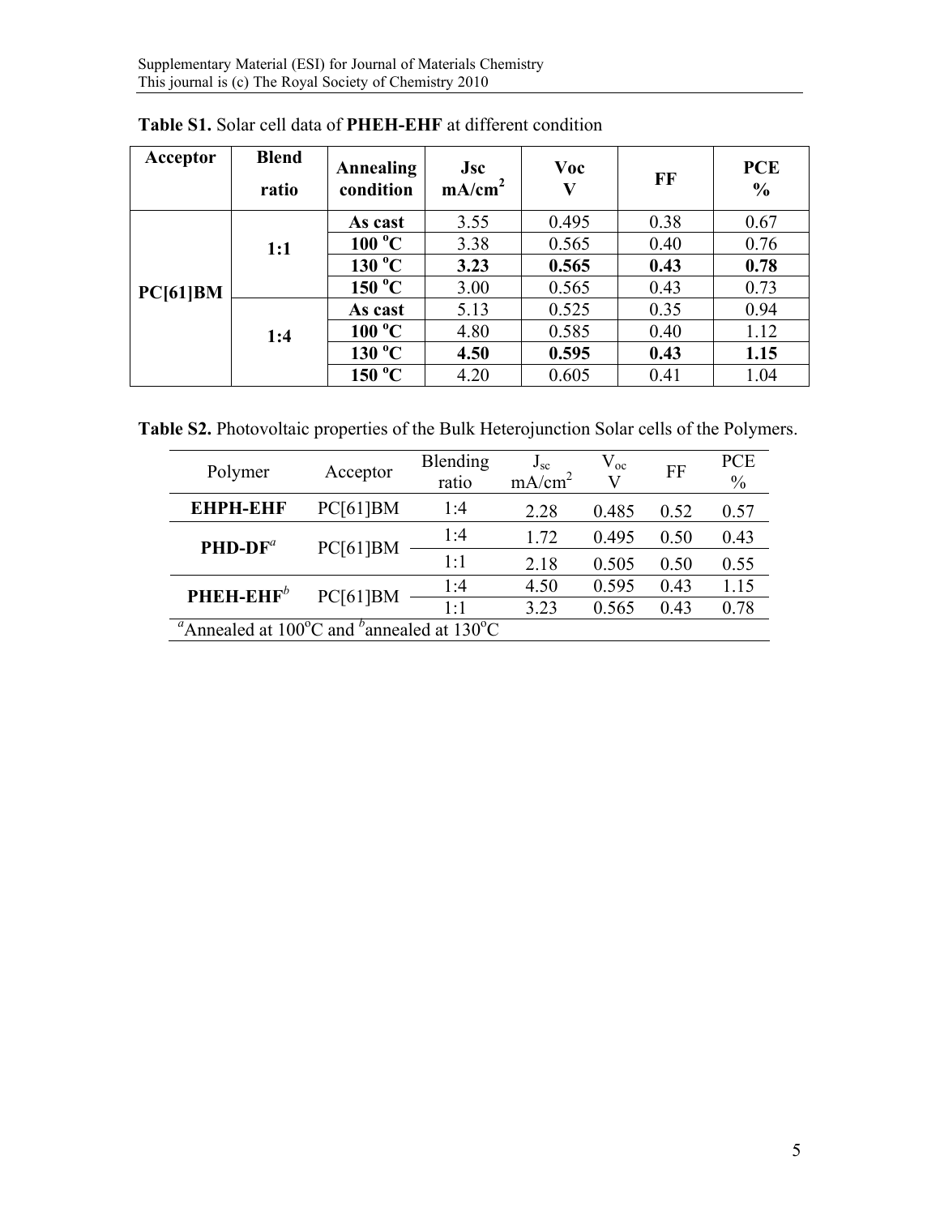**Table S1.** Solar cell data of **PHEH-EHF** at different condition

| Acceptor | Blend ratio | Annealing condition | Jsc mA/cm$^2$ | Voc V | FF | PCE % |
|---|---|---|---|---|---|---|
| PC[61]BM | 1:1 | As cast | 3.55 | 0.495 | 0.38 | 0.67 |
| | | 100 °C | 3.38 | 0.565 | 0.40 | 0.76 |
| | | **130 °C** | **3.23** | **0.565** | **0.43** | **0.78** |
| | | 150 °C | 3.00 | 0.565 | 0.43 | 0.73 |
| | 1:4 | As cast | 5.13 | 0.525 | 0.35 | 0.94 |
| | | 100 °C | 4.80 | 0.585 | 0.40 | 1.12 |
| | | **130 °C** | **4.50** | **0.595** | **0.43** | **1.15** |
| | | 150 °C | 4.20 | 0.605 | 0.41 | 1.04 |

**Table S2.** Photovoltaic properties of the Bulk Heterojunction Solar cells of the Polymers.

| Polymer | Acceptor | Blending ratio | $J_{sc}$ mA/cm$^2$ | $V_{oc}$ V | FF | PCE % |
|---|---|---|---|---|---|---|
| **EHPH-EHF** | PC[61]BM | 1:4 | 2.28 | 0.485 | 0.52 | 0.57 |
| **PHD-DF**[a] | PC[61]BM | 1:4 | 1.72 | 0.495 | 0.50 | 0.43 |
| | | 1:1 | 2.18 | 0.505 | 0.50 | 0.55 |
| **PHEH-EHF**[b] | PC[61]BM | 1:4 | 4.50 | 0.595 | 0.43 | 1.15 |
| | | 1:1 | 3.23 | 0.565 | 0.43 | 0.78 |

[a]Annealed at 100°C and [b]annealed at 130°C